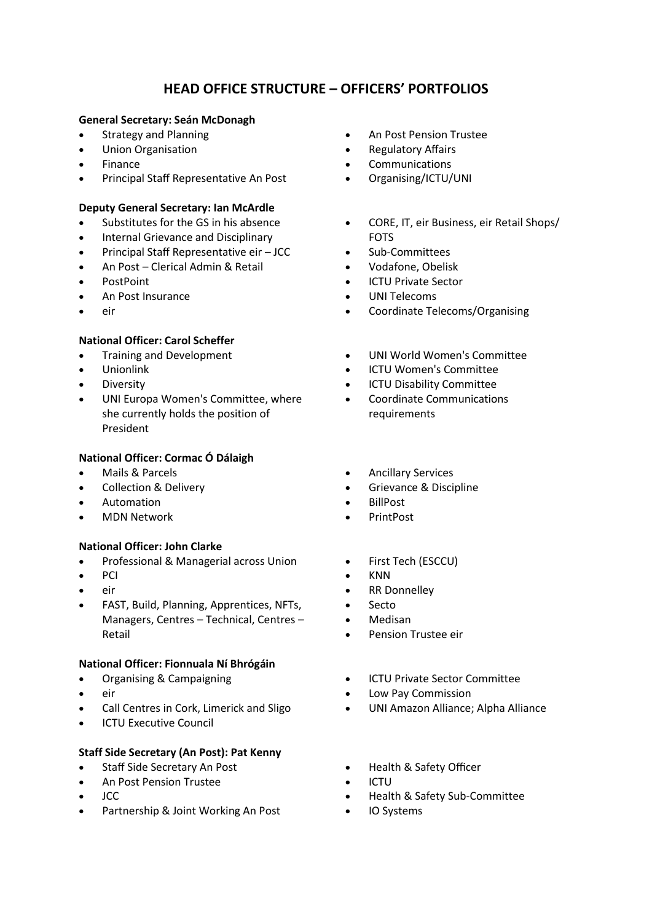# HEAD OFFICE STRUCTURE – OFFICERS' PORTFOLIOS

**General Secretary: Seán McDonagh**

- Strategy and Planning
- Union Organisation
- Finance
- Principal Staff Representative An Post
- An Post Pension Trustee
- Regulatory Affairs
- Communications
- Organising/ICTU/UNI

**Deputy General Secretary: Ian McArdle**

- Substitutes for the GS in his absence
- Internal Grievance and Disciplinary
- Principal Staff Representative eir – JCC
- An Post – Clerical Admin & Retail
- PostPoint
- An Post Insurance
- eir
- CORE, IT, eir Business, eir Retail Shops/ FOTS
- Sub-Committees
- Vodafone, Obelisk
- ICTU Private Sector
- UNI Telecoms
- Coordinate Telecoms/Organising

**National Officer: Carol Scheffer**

- Training and Development
- Unionlink
- Diversity
- UNI Europa Women's Committee, where she currently holds the position of President
- UNI World Women's Committee
- ICTU Women's Committee
- ICTU Disability Committee
- Coordinate Communications requirements

**National Officer: Cormac Ó Dálaigh**

- Mails & Parcels
- Collection & Delivery
- Automation
- MDN Network
- Ancillary Services
- Grievance & Discipline
- BillPost
- PrintPost

**National Officer: John Clarke**

- Professional & Managerial across Union
- PCI
- eir
- FAST, Build, Planning, Apprentices, NFTs, Managers, Centres – Technical, Centres – Retail
- First Tech (ESCCU)
- KNN
- RR Donnelley
- Secto
- Medisan
- Pension Trustee eir

**National Officer: Fionnuala Ní Bhrógáin**

- Organising & Campaigning
- eir
- Call Centres in Cork, Limerick and Sligo
- ICTU Executive Council
- ICTU Private Sector Committee
- Low Pay Commission
- UNI Amazon Alliance; Alpha Alliance

**Staff Side Secretary (An Post): Pat Kenny**

- Staff Side Secretary An Post
- An Post Pension Trustee
- JCC
- Partnership & Joint Working An Post
- Health & Safety Officer
- ICTU
- Health & Safety Sub-Committee
- IO Systems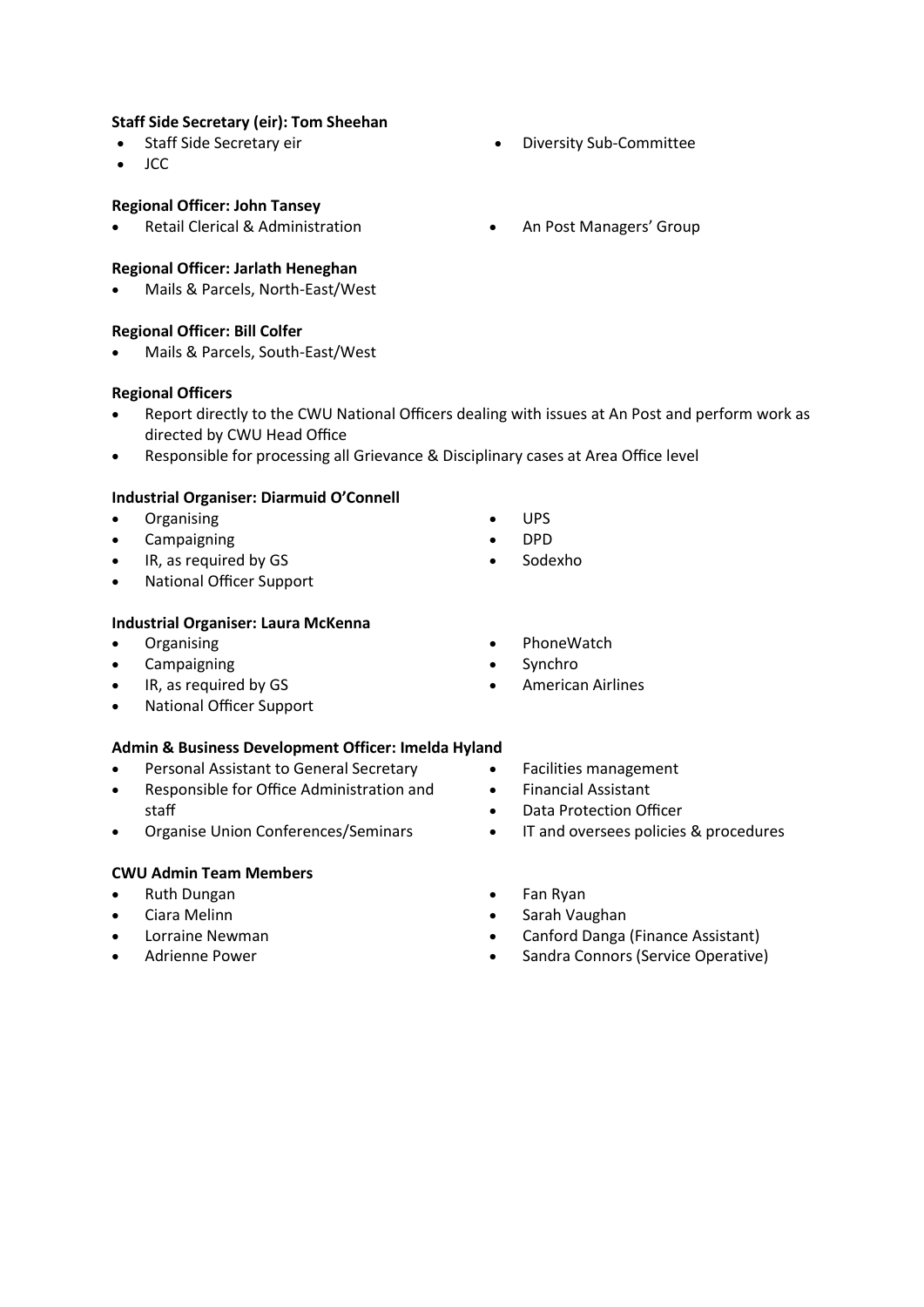**Staff Side Secretary (eir): Tom Sheehan**

- Staff Side Secretary eir
- JCC
- Diversity Sub-Committee

**Regional Officer: John Tansey**

- Retail Clerical & Administration
- An Post Managers' Group

**Regional Officer: Jarlath Heneghan**

- Mails & Parcels, North-East/West

**Regional Officer: Bill Colfer**

- Mails & Parcels, South-East/West

**Regional Officers**

- Report directly to the CWU National Officers dealing with issues at An Post and perform work as directed by CWU Head Office
- Responsible for processing all Grievance & Disciplinary cases at Area Office level

**Industrial Organiser: Diarmuid O'Connell**

- Organising
- Campaigning
- IR, as required by GS
- National Officer Support
- UPS
- DPD
- Sodexho

**Industrial Organiser: Laura McKenna**

- Organising
- Campaigning
- IR, as required by GS
- National Officer Support
- PhoneWatch
- Synchro
- American Airlines

**Admin & Business Development Officer: Imelda Hyland**

- Personal Assistant to General Secretary
- Responsible for Office Administration and staff
- Organise Union Conferences/Seminars
- Facilities management
- Financial Assistant
- Data Protection Officer
- IT and oversees policies & procedures

**CWU Admin Team Members**

- Ruth Dungan
- Ciara Melinn
- Lorraine Newman
- Adrienne Power
- Fan Ryan
- Sarah Vaughan
- Canford Danga (Finance Assistant)
- Sandra Connors (Service Operative)